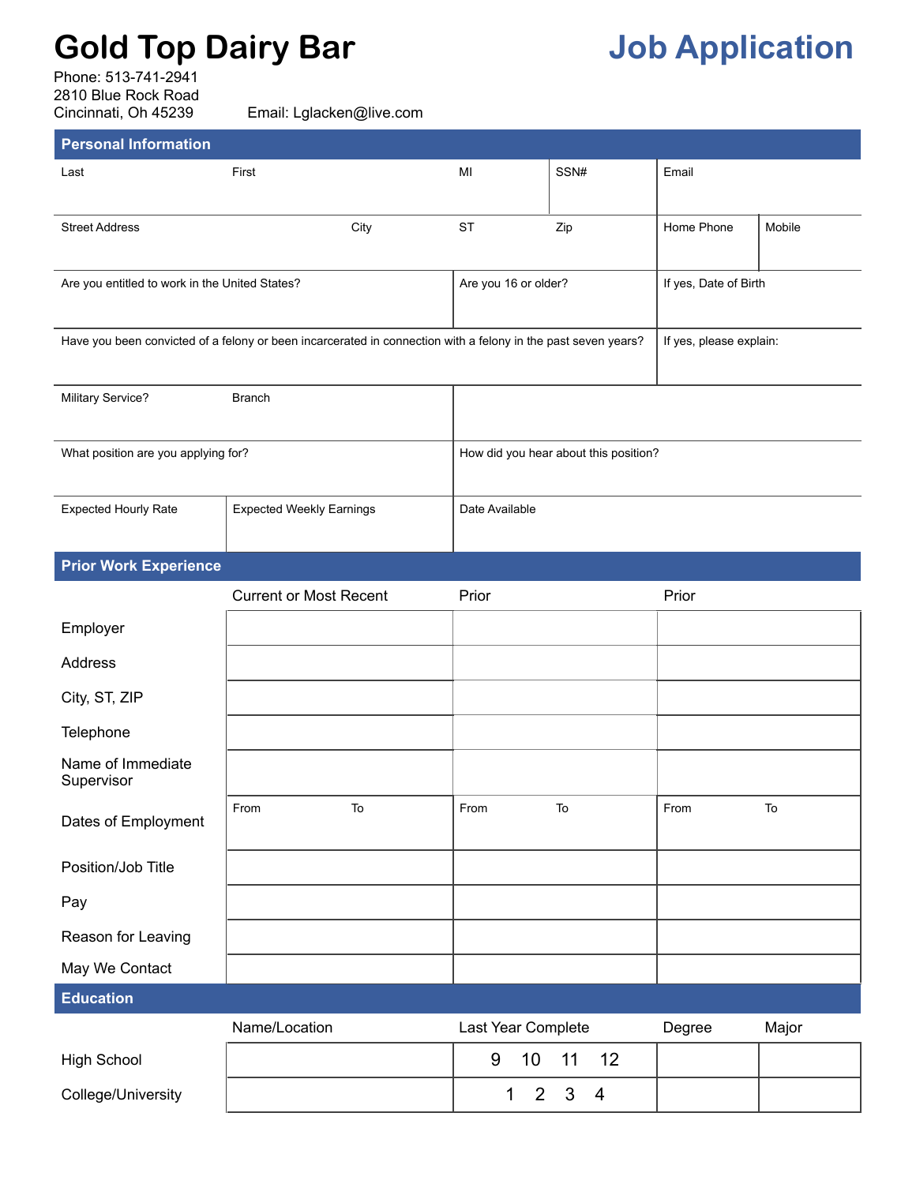# Gold Top Dairy Bar

## Job Application

Phone: 513-741-2941
2810 Blue Rock Road
Cincinnati, Oh 45239
Email: Lglacken@live.com

## Personal Information

| Last | First | MI | SSN# | Email | |
|---|---|---|---|---|---|
| | | | | | |
| **Street Address** | **City** | **ST** | **Zip** | **Home Phone** | **Mobile** |
| | | | | | |

| Are you entitled to work in the United States? | Are you 16 or older? | If yes, Date of Birth |
|---|---|---|
| | | |

| Have you been convicted of a felony or been incarcerated in connection with a felony in the past seven years? | If yes, please explain: |
|---|---|
| | |

| Military Service? | Branch | |
|---|---|---|
| | | |

| What position are you applying for? | How did you hear about this position? |
|---|---|
| | |

| Expected Hourly Rate | Expected Weekly Earnings | Date Available |
|---|---|---|
| | | |

## Prior Work Experience

| | Current or Most Recent | Prior | Prior |
|---|---|---|---|
| Employer | | | |
| Address | | | |
| City, ST, ZIP | | | |
| Telephone | | | |
| Name of Immediate Supervisor | | | |
| Dates of Employment | From To | From To | From To |
| Position/Job Title | | | |
| Pay | | | |
| Reason for Leaving | | | |
| May We Contact | | | |

## Education

| | Name/Location | Last Year Complete | Degree | Major |
|---|---|---|---|---|
| High School | | 9 10 11 12 | | |
| College/University | | 1 2 3 4 | | |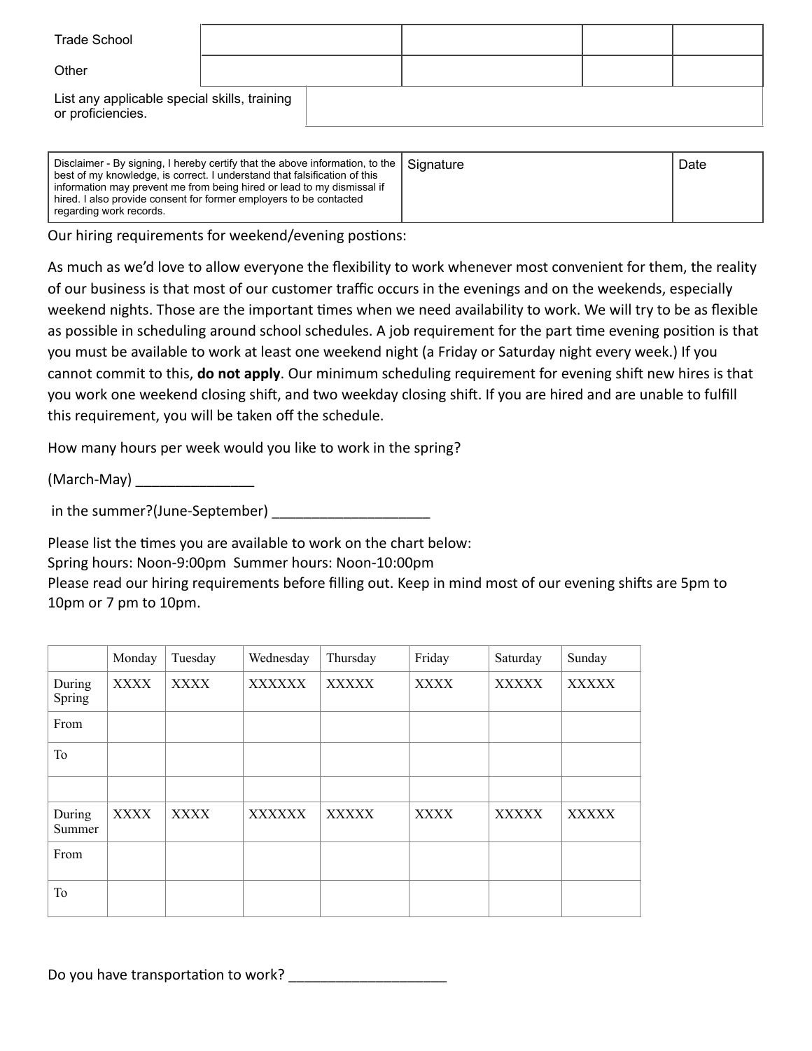| Trade School | | | | |
|---|---|---|---|---|
| Other | | | | |

| List any applicable special skills, training or proficiencies. | |
|---|---|

| Disclaimer - By signing, I hereby certify that the above information, to the best of my knowledge, is correct. I understand that falsification of this information may prevent me from being hired or lead to my dismissal if hired. I also provide consent for former employers to be contacted regarding work records. | Signature | Date |
|---|---|---|

Our hiring requirements for weekend/evening postions:

As much as we'd love to allow everyone the flexibility to work whenever most convenient for them, the reality of our business is that most of our customer traffic occurs in the evenings and on the weekends, especially weekend nights. Those are the important times when we need availability to work. We will try to be as flexible as possible in scheduling around school schedules. A job requirement for the part time evening position is that you must be available to work at least one weekend night (a Friday or Saturday night every week.) If you cannot commit to this, **do not apply**. Our minimum scheduling requirement for evening shift new hires is that you work one weekend closing shift, and two weekday closing shift. If you are hired and are unable to fulfill this requirement, you will be taken off the schedule.

How many hours per week would you like to work in the spring?

(March-May) _______________

in the summer?(June-September) ____________________

Please list the times you are available to work on the chart below:
Spring hours: Noon-9:00pm Summer hours: Noon-10:00pm
Please read our hiring requirements before filling out. Keep in mind most of our evening shifts are 5pm to 10pm or 7 pm to 10pm.

| | Monday | Tuesday | Wednesday | Thursday | Friday | Saturday | Sunday |
|---|---|---|---|---|---|---|---|
| During Spring | XXXX | XXXX | XXXXXX | XXXXX | XXXX | XXXXX | XXXXX |
| From | | | | | | | |
| To | | | | | | | |
| | | | | | | | |
| During Summer | XXXX | XXXX | XXXXXX | XXXXX | XXXX | XXXXX | XXXXX |
| From | | | | | | | |
| To | | | | | | | |

Do you have transportation to work? ____________________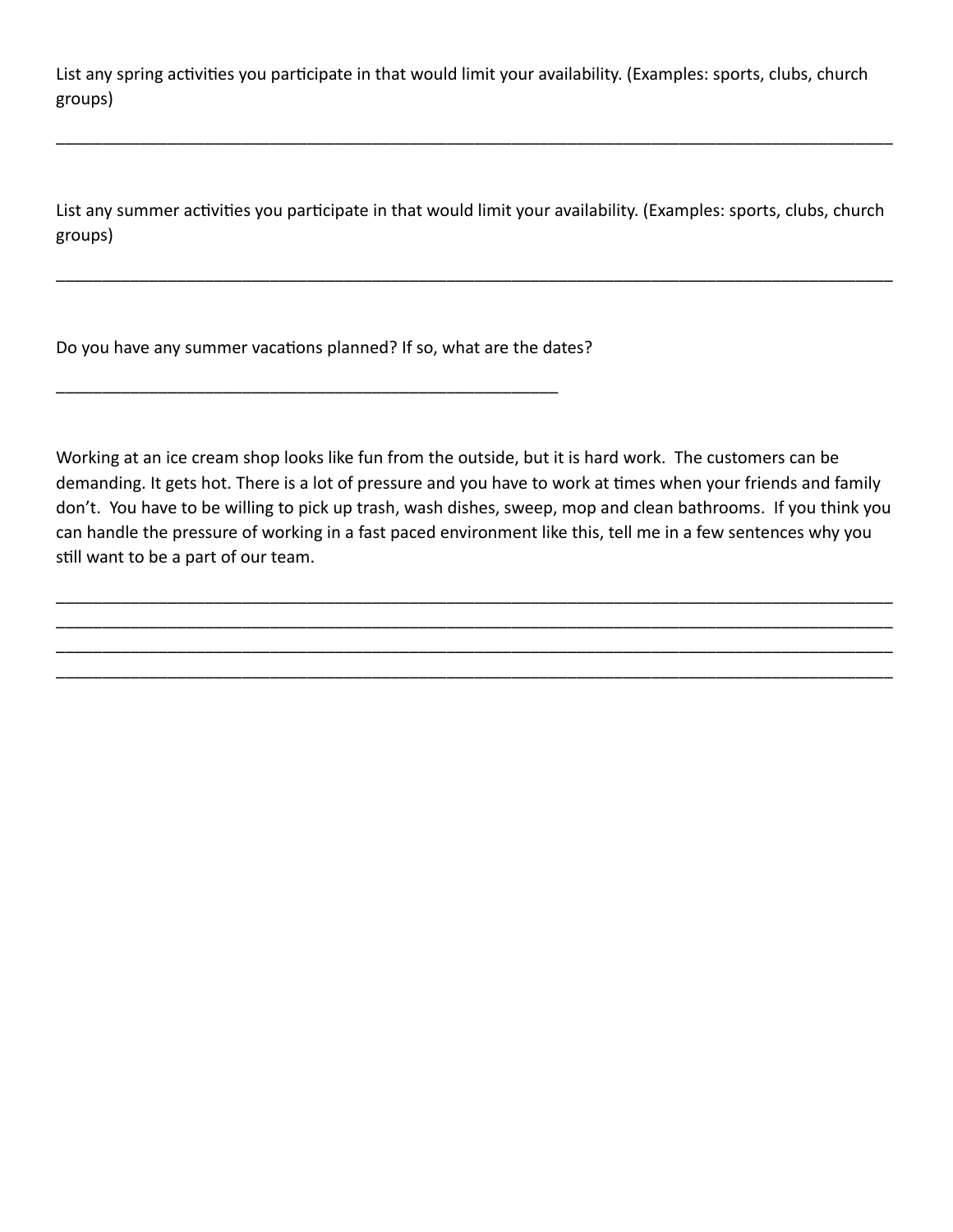List any spring activities you participate in that would limit your availability. (Examples: sports, clubs, church groups)

______________________________________________________________________________________

List any summer activities you participate in that would limit your availability. (Examples: sports, clubs, church groups)

______________________________________________________________________________________

Do you have any summer vacations planned? If so, what are the dates?

____________________________________________________

Working at an ice cream shop looks like fun from the outside, but it is hard work. The customers can be demanding. It gets hot. There is a lot of pressure and you have to work at times when your friends and family don't. You have to be willing to pick up trash, wash dishes, sweep, mop and clean bathrooms. If you think you can handle the pressure of working in a fast paced environment like this, tell me in a few sentences why you still want to be a part of our team.

______________________________________________________________________________________
______________________________________________________________________________________
______________________________________________________________________________________
______________________________________________________________________________________